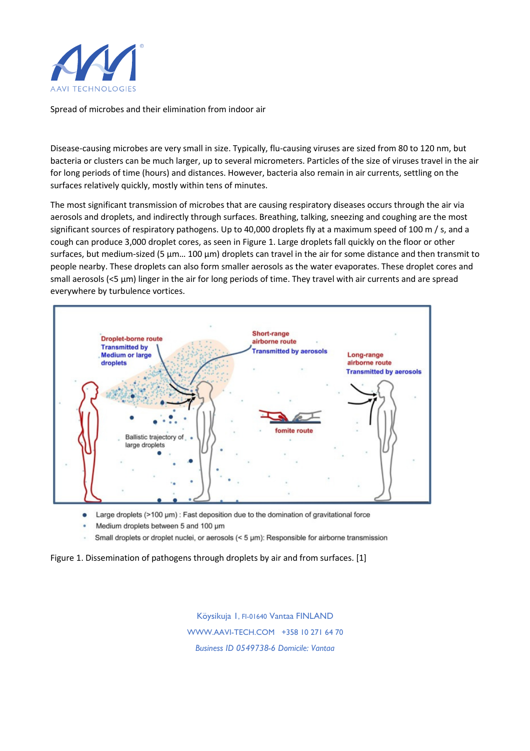# Spread of microbes and their elimination from indoor air

Disease-causing microbes are very small in size. Typically, flu-causing viruses are sized from 80 to 120 nm, but bacteria or clusters can be much larger, up to several micrometers. Particles of the size of viruses travel in the air for long periods of time (hours) and distances. However, bacteria also remain in air currents, settling on the surfaces relatively quickly, mostly within tens of minutes.

The most significant transmission of microbes that are causing respiratory diseases occurs through the air via aerosols and droplets, and indirectly through surfaces. Breathing, talking, sneezing and coughing are the most significant sources of respiratory pathogens. Up to 40,000 droplets fly at a maximum speed of 100 m / s, and a cough can produce 3,000 droplet cores, as seen in Figure 1. Large droplets fall quickly on the floor or other surfaces, but medium-sized (5 µm… 100 µm) droplets can travel in the air for some distance and then transmit to people nearby. These droplets can also form smaller aerosols as the water evaporates. These droplet cores and small aerosols (<5 µm) linger in the air for long periods of time. They travel with air currents and are spread everywhere by turbulence vortices.

Figure 1. Dissemination of pathogens through droplets by air and from surfaces. [1]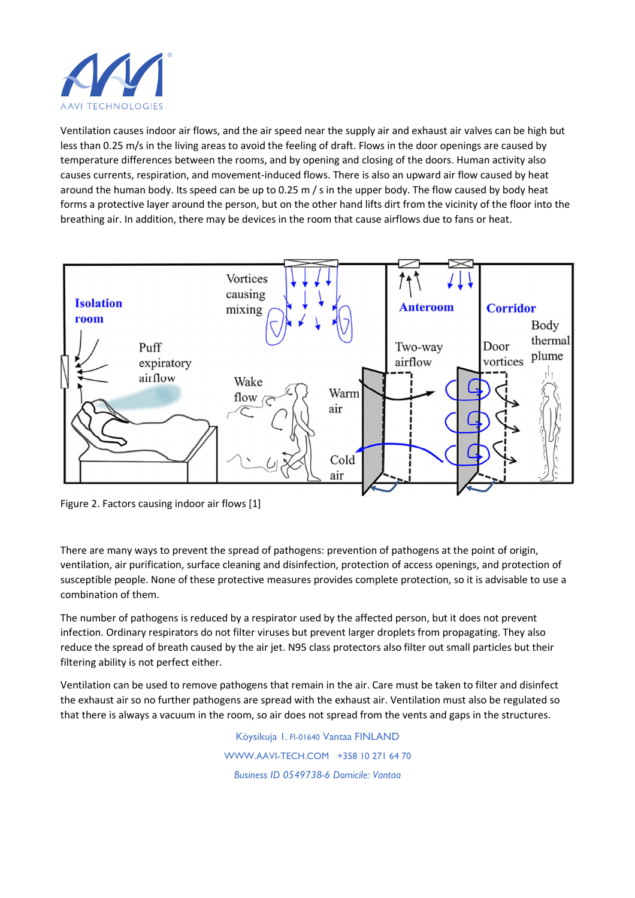Ventilation causes indoor air flows, and the air speed near the supply air and exhaust air valves can be high but less than 0.25 m/s in the living areas to avoid the feeling of draft. Flows in the door openings are caused by temperature differences between the rooms, and by opening and closing of the doors. Human activity also causes currents, respiration, and movement-induced flows. There is also an upward air flow caused by heat around the human body. Its speed can be up to 0.25 m / s in the upper body. The flow caused by body heat forms a protective layer around the person, but on the other hand lifts dirt from the vicinity of the floor into the breathing air. In addition, there may be devices in the room that cause airflows due to fans or heat.

Figure 2. Factors causing indoor air flows [1]

There are many ways to prevent the spread of pathogens: prevention of pathogens at the point of origin, ventilation, air purification, surface cleaning and disinfection, protection of access openings, and protection of susceptible people. None of these protective measures provides complete protection, so it is advisable to use a combination of them.

The number of pathogens is reduced by a respirator used by the affected person, but it does not prevent infection. Ordinary respirators do not filter viruses but prevent larger droplets from propagating. They also reduce the spread of breath caused by the air jet. N95 class protectors also filter out small particles but their filtering ability is not perfect either.

Ventilation can be used to remove pathogens that remain in the air. Care must be taken to filter and disinfect the exhaust air so no further pathogens are spread with the exhaust air. Ventilation must also be regulated so that there is always a vacuum in the room, so air does not spread from the vents and gaps in the structures.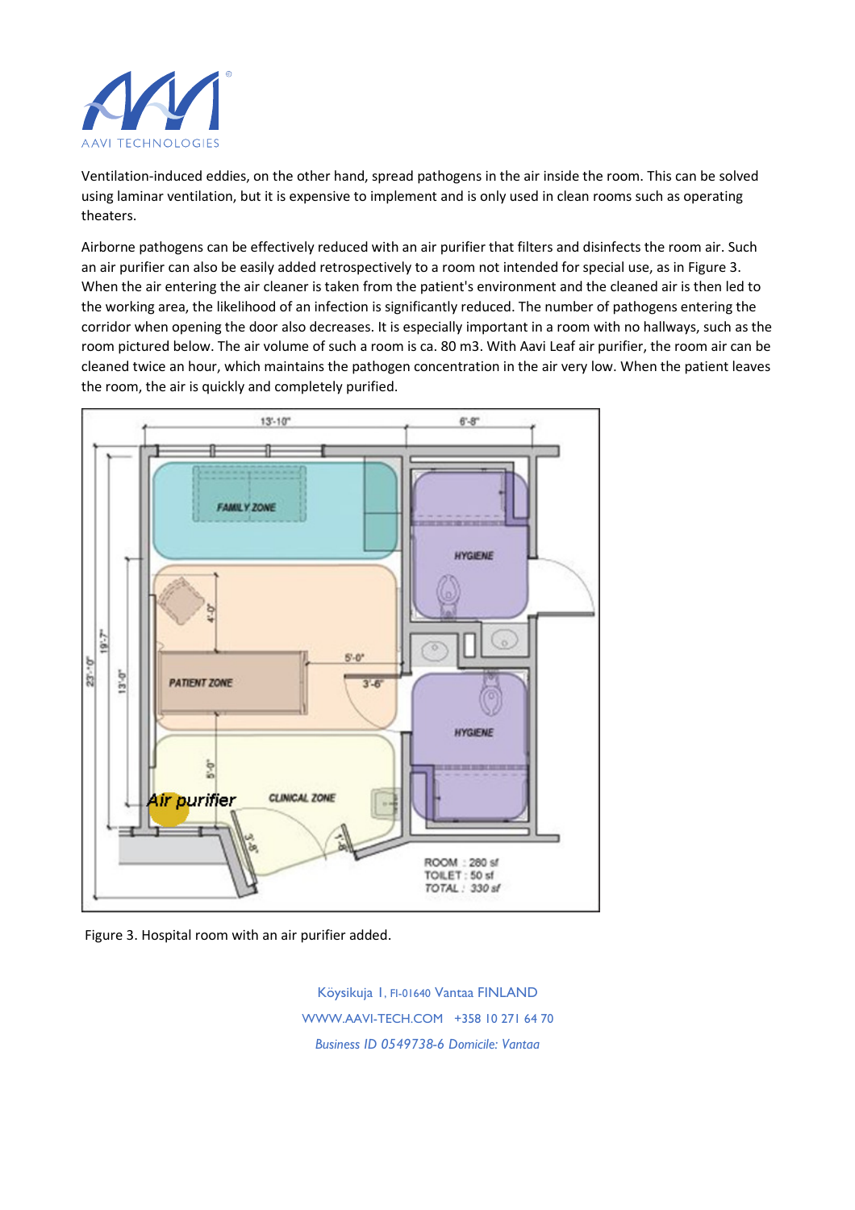Ventilation-induced eddies, on the other hand, spread pathogens in the air inside the room. This can be solved using laminar ventilation, but it is expensive to implement and is only used in clean rooms such as operating theaters.

Airborne pathogens can be effectively reduced with an air purifier that filters and disinfects the room air. Such an air purifier can also be easily added retrospectively to a room not intended for special use, as in Figure 3. When the air entering the air cleaner is taken from the patient's environment and the cleaned air is then led to the working area, the likelihood of an infection is significantly reduced. The number of pathogens entering the corridor when opening the door also decreases. It is especially important in a room with no hallways, such as the room pictured below. The air volume of such a room is ca. 80 m3. With Aavi Leaf air purifier, the room air can be cleaned twice an hour, which maintains the pathogen concentration in the air very low. When the patient leaves the room, the air is quickly and completely purified.

Figure 3. Hospital room with an air purifier added.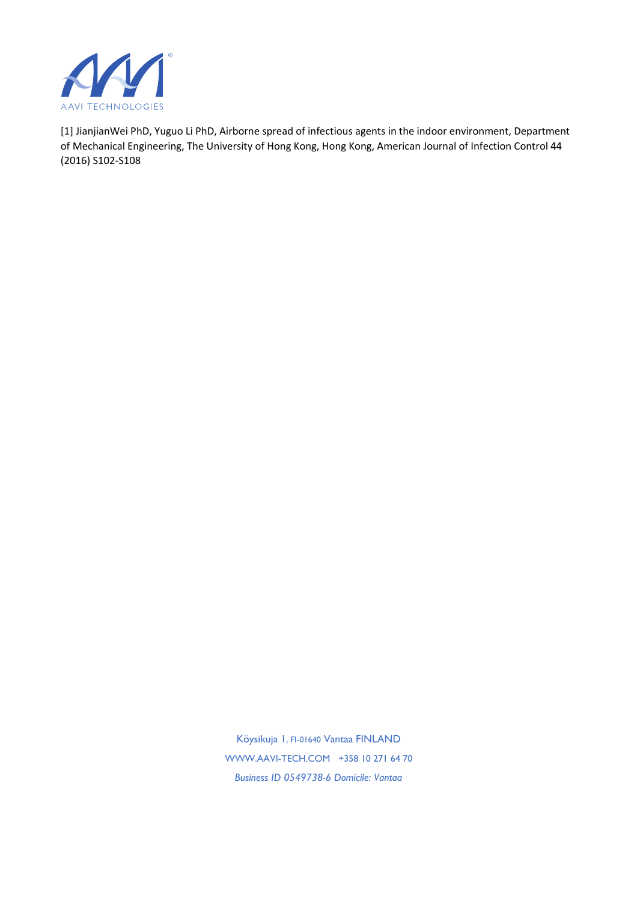[1] JianjianWei PhD, Yuguo Li PhD, Airborne spread of infectious agents in the indoor environment, Department of Mechanical Engineering, The University of Hong Kong, Hong Kong, American Journal of Infection Control 44 (2016) S102-S108